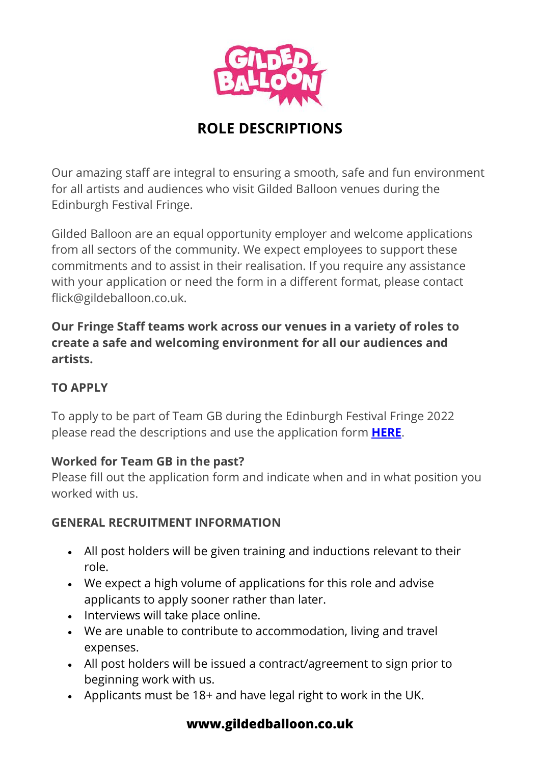# ROLE DESCRIPTIONS

Our amazing staff are integral to ensuring a smooth, safe and fun environment for all artists and audiences who visit Gilded Balloon venues during the Edinburgh Festival Fringe.

Gilded Balloon are an equal opportunity employer and welcome applications from all sectors of the community. We expect employees to support these commitments and to assist in their realisation. If you require any assistance with your application or need the form in a different format, please contact flick@gildeballoon.co.uk.

**Our Fringe Staff teams work across our venues in a variety of roles to create a safe and welcoming environment for all our audiences and artists.**

### TO APPLY

To apply to be part of Team GB during the Edinburgh Festival Fringe 2022 please read the descriptions and use the application form **HERE**.

**Worked for Team GB in the past?**

Please fill out the application form and indicate when and in what position you worked with us.

### GENERAL RECRUITMENT INFORMATION

- All post holders will be given training and inductions relevant to their role.
- We expect a high volume of applications for this role and advise applicants to apply sooner rather than later.
- Interviews will take place online.
- We are unable to contribute to accommodation, living and travel expenses.
- All post holders will be issued a contract/agreement to sign prior to beginning work with us.
- Applicants must be 18+ and have legal right to work in the UK.

**www.gildedballoon.co.uk**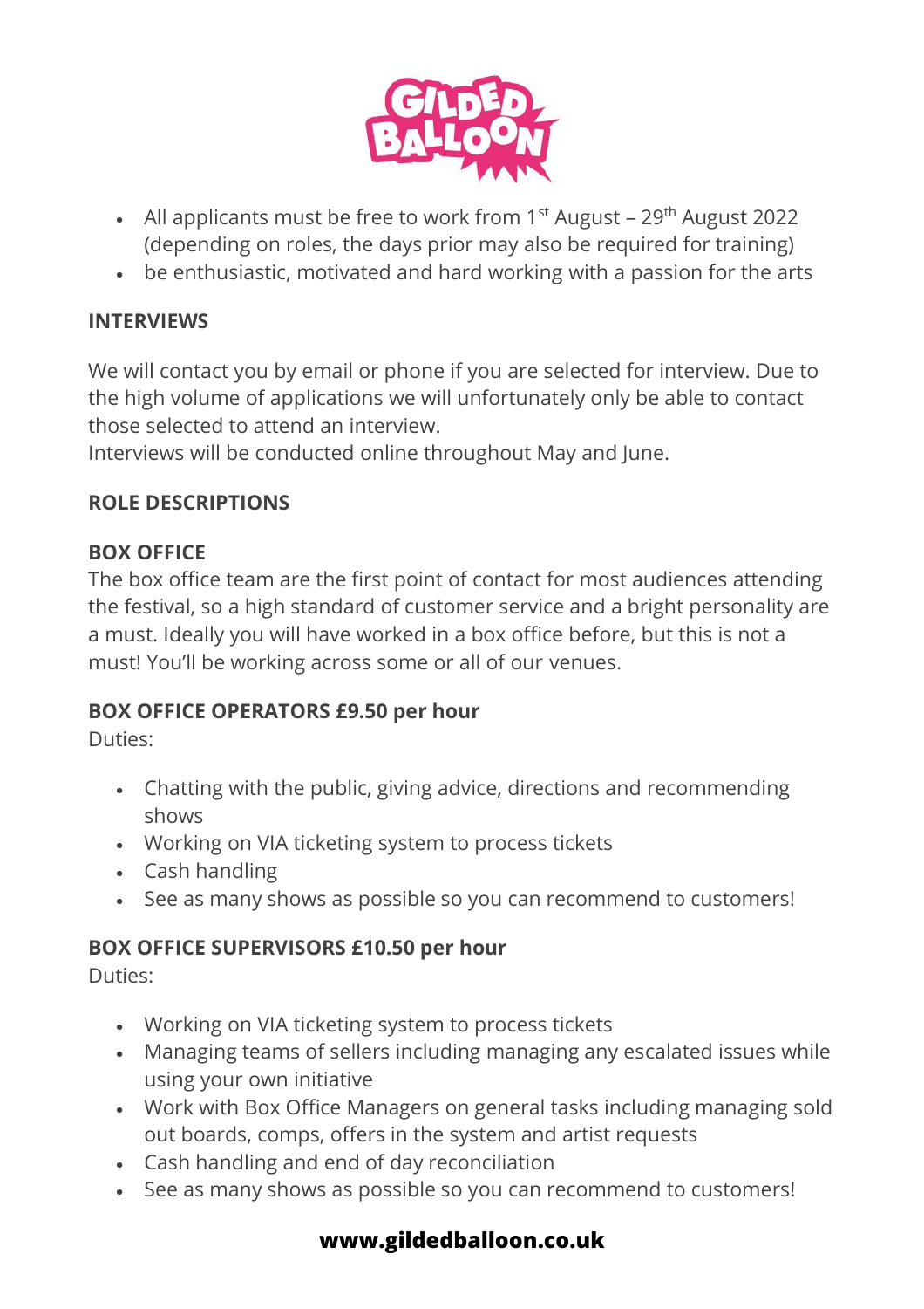- All applicants must be free to work from 1st August – 29th August 2022 (depending on roles, the days prior may also be required for training)
- be enthusiastic, motivated and hard working with a passion for the arts

**INTERVIEWS**

We will contact you by email or phone if you are selected for interview. Due to the high volume of applications we will unfortunately only be able to contact those selected to attend an interview.
Interviews will be conducted online throughout May and June.

**ROLE DESCRIPTIONS**

**BOX OFFICE**
The box office team are the first point of contact for most audiences attending the festival, so a high standard of customer service and a bright personality are a must. Ideally you will have worked in a box office before, but this is not a must! You'll be working across some or all of our venues.

**BOX OFFICE OPERATORS £9.50 per hour**
Duties:

- Chatting with the public, giving advice, directions and recommending shows
- Working on VIA ticketing system to process tickets
- Cash handling
- See as many shows as possible so you can recommend to customers!

**BOX OFFICE SUPERVISORS £10.50 per hour**
Duties:

- Working on VIA ticketing system to process tickets
- Managing teams of sellers including managing any escalated issues while using your own initiative
- Work with Box Office Managers on general tasks including managing sold out boards, comps, offers in the system and artist requests
- Cash handling and end of day reconciliation
- See as many shows as possible so you can recommend to customers!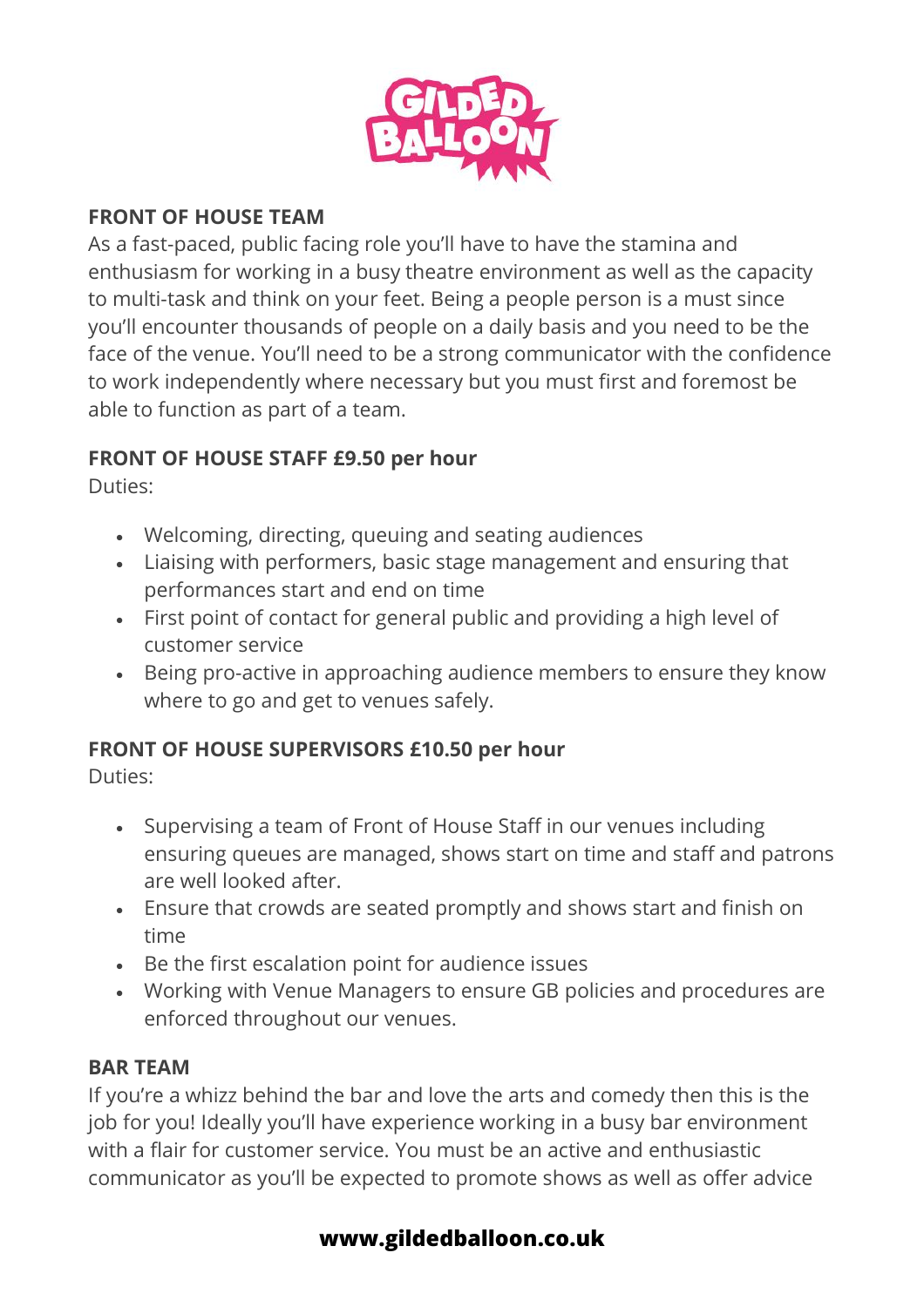## FRONT OF HOUSE TEAM

As a fast-paced, public facing role you'll have to have the stamina and enthusiasm for working in a busy theatre environment as well as the capacity to multi-task and think on your feet. Being a people person is a must since you'll encounter thousands of people on a daily basis and you need to be the face of the venue. You'll need to be a strong communicator with the confidence to work independently where necessary but you must first and foremost be able to function as part of a team.

### FRONT OF HOUSE STAFF £9.50 per hour

Duties:

- Welcoming, directing, queuing and seating audiences
- Liaising with performers, basic stage management and ensuring that performances start and end on time
- First point of contact for general public and providing a high level of customer service
- Being pro-active in approaching audience members to ensure they know where to go and get to venues safely.

### FRONT OF HOUSE SUPERVISORS £10.50 per hour

Duties:

- Supervising a team of Front of House Staff in our venues including ensuring queues are managed, shows start on time and staff and patrons are well looked after.
- Ensure that crowds are seated promptly and shows start and finish on time
- Be the first escalation point for audience issues
- Working with Venue Managers to ensure GB policies and procedures are enforced throughout our venues.

## BAR TEAM

If you're a whizz behind the bar and love the arts and comedy then this is the job for you! Ideally you'll have experience working in a busy bar environment with a flair for customer service. You must be an active and enthusiastic communicator as you'll be expected to promote shows as well as offer advice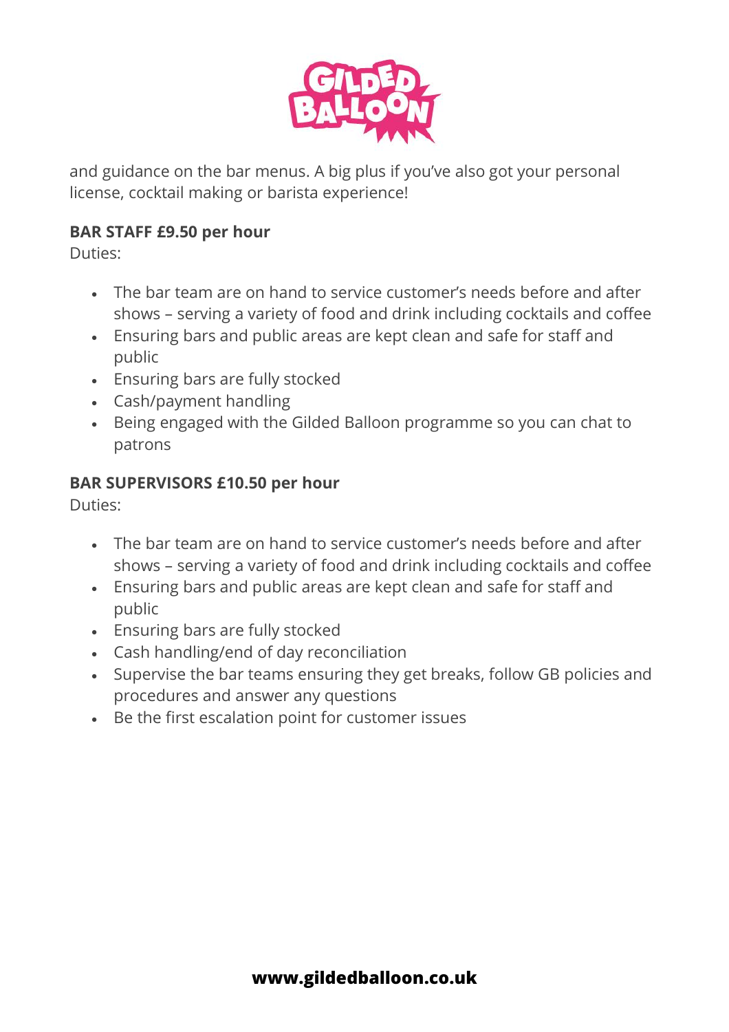and guidance on the bar menus. A big plus if you've also got your personal license, cocktail making or barista experience!

**BAR STAFF £9.50 per hour**

Duties:

- The bar team are on hand to service customer's needs before and after shows – serving a variety of food and drink including cocktails and coffee
- Ensuring bars and public areas are kept clean and safe for staff and public
- Ensuring bars are fully stocked
- Cash/payment handling
- Being engaged with the Gilded Balloon programme so you can chat to patrons

**BAR SUPERVISORS £10.50 per hour**

Duties:

- The bar team are on hand to service customer's needs before and after shows – serving a variety of food and drink including cocktails and coffee
- Ensuring bars and public areas are kept clean and safe for staff and public
- Ensuring bars are fully stocked
- Cash handling/end of day reconciliation
- Supervise the bar teams ensuring they get breaks, follow GB policies and procedures and answer any questions
- Be the first escalation point for customer issues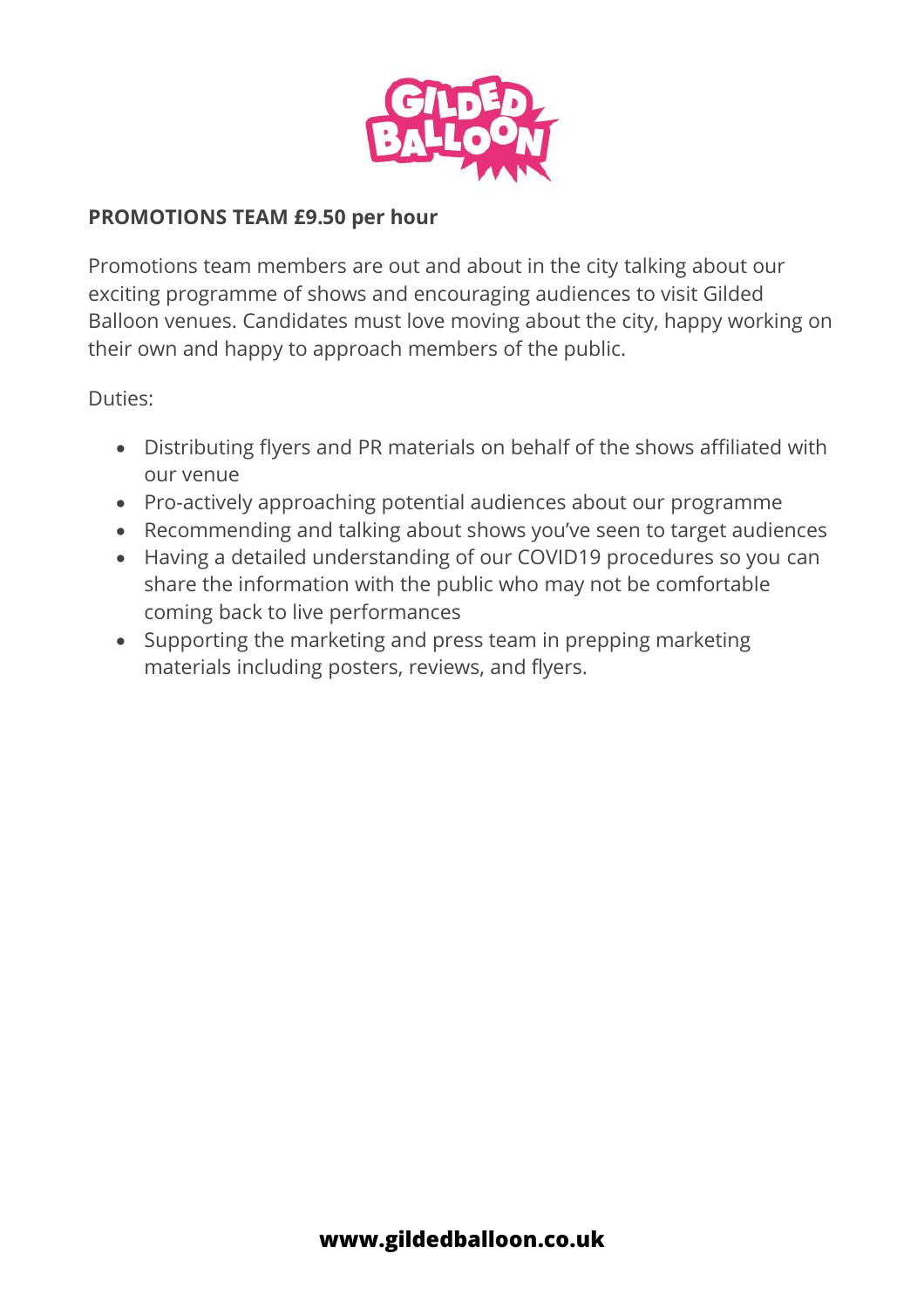**PROMOTIONS TEAM £9.50 per hour**

Promotions team members are out and about in the city talking about our exciting programme of shows and encouraging audiences to visit Gilded Balloon venues. Candidates must love moving about the city, happy working on their own and happy to approach members of the public.

Duties:

- Distributing flyers and PR materials on behalf of the shows affiliated with our venue
- Pro-actively approaching potential audiences about our programme
- Recommending and talking about shows you've seen to target audiences
- Having a detailed understanding of our COVID19 procedures so you can share the information with the public who may not be comfortable coming back to live performances
- Supporting the marketing and press team in prepping marketing materials including posters, reviews, and flyers.

**www.gildedballoon.co.uk**